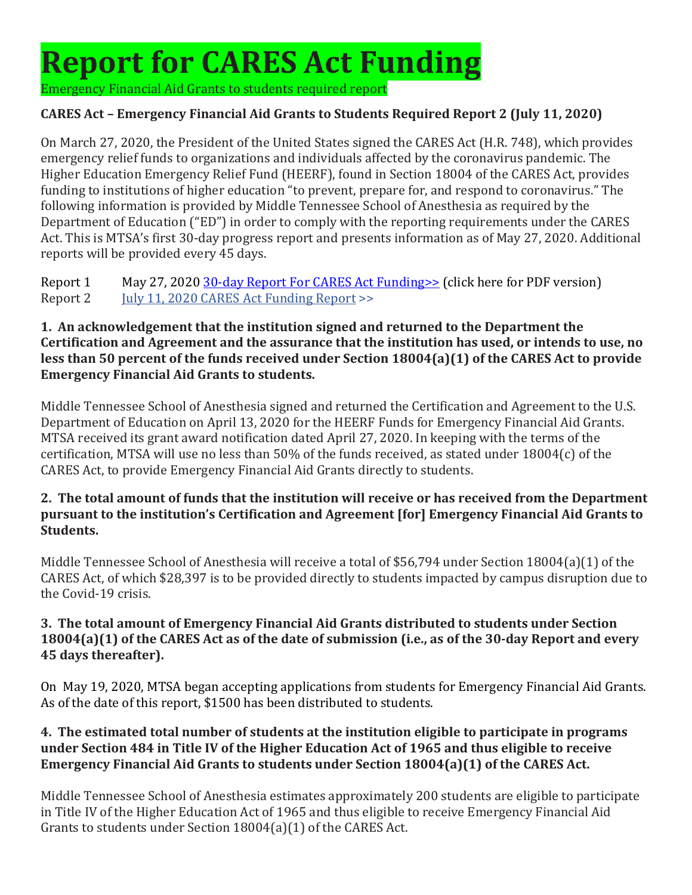# Report for CARES Act Funding

Emergency Financial Aid Grants to students required report

**CARES Act – Emergency Financial Aid Grants to Students Required Report 2 (July 11, 2020)**

On March 27, 2020, the President of the United States signed the CARES Act (H.R. 748), which provides emergency relief funds to organizations and individuals affected by the coronavirus pandemic. The Higher Education Emergency Relief Fund (HEERF), found in Section 18004 of the CARES Act, provides funding to institutions of higher education "to prevent, prepare for, and respond to coronavirus." The following information is provided by Middle Tennessee School of Anesthesia as required by the Department of Education ("ED") in order to comply with the reporting requirements under the CARES Act. This is MTSA's first 30-day progress report and presents information as of May 27, 2020. Additional reports will be provided every 45 days.

Report 1 May 27, 2020 [30-day Report For CARES Act Funding>>] (click here for PDF version)
Report 2 [July 11, 2020 CARES Act Funding Report >>]

**1. An acknowledgement that the institution signed and returned to the Department the Certification and Agreement and the assurance that the institution has used, or intends to use, no less than 50 percent of the funds received under Section 18004(a)(1) of the CARES Act to provide Emergency Financial Aid Grants to students.**

Middle Tennessee School of Anesthesia signed and returned the Certification and Agreement to the U.S. Department of Education on April 13, 2020 for the HEERF Funds for Emergency Financial Aid Grants. MTSA received its grant award notification dated April 27, 2020. In keeping with the terms of the certification, MTSA will use no less than 50% of the funds received, as stated under 18004(c) of the CARES Act, to provide Emergency Financial Aid Grants directly to students.

**2. The total amount of funds that the institution will receive or has received from the Department pursuant to the institution's Certification and Agreement [for] Emergency Financial Aid Grants to Students.**

Middle Tennessee School of Anesthesia will receive a total of $56,794 under Section 18004(a)(1) of the CARES Act, of which $28,397 is to be provided directly to students impacted by campus disruption due to the Covid-19 crisis.

**3. The total amount of Emergency Financial Aid Grants distributed to students under Section 18004(a)(1) of the CARES Act as of the date of submission (i.e., as of the 30-day Report and every 45 days thereafter).**

On May 19, 2020, MTSA began accepting applications from students for Emergency Financial Aid Grants. As of the date of this report, $1500 has been distributed to students.

**4. The estimated total number of students at the institution eligible to participate in programs under Section 484 in Title IV of the Higher Education Act of 1965 and thus eligible to receive Emergency Financial Aid Grants to students under Section 18004(a)(1) of the CARES Act.**

Middle Tennessee School of Anesthesia estimates approximately 200 students are eligible to participate in Title IV of the Higher Education Act of 1965 and thus eligible to receive Emergency Financial Aid Grants to students under Section 18004(a)(1) of the CARES Act.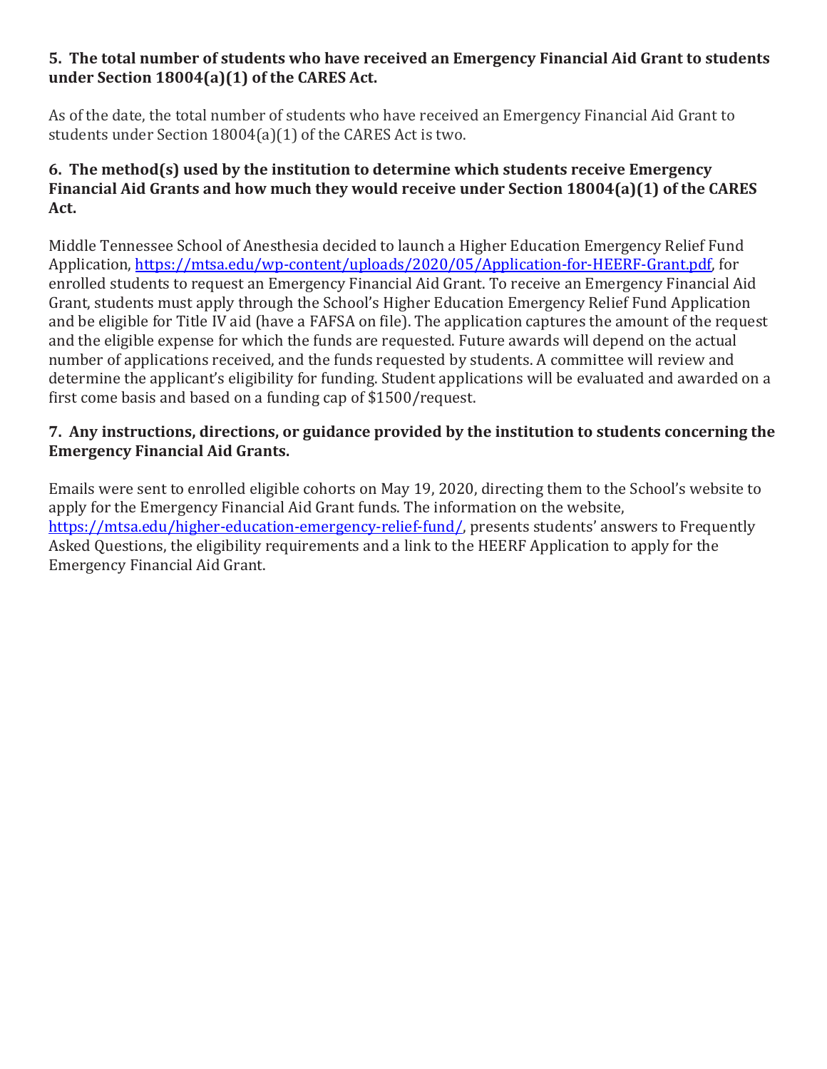**5. The total number of students who have received an Emergency Financial Aid Grant to students under Section 18004(a)(1) of the CARES Act.**

As of the date, the total number of students who have received an Emergency Financial Aid Grant to students under Section 18004(a)(1) of the CARES Act is two.

**6. The method(s) used by the institution to determine which students receive Emergency Financial Aid Grants and how much they would receive under Section 18004(a)(1) of the CARES Act.**

Middle Tennessee School of Anesthesia decided to launch a Higher Education Emergency Relief Fund Application, https://mtsa.edu/wp-content/uploads/2020/05/Application-for-HEERF-Grant.pdf, for enrolled students to request an Emergency Financial Aid Grant. To receive an Emergency Financial Aid Grant, students must apply through the School's Higher Education Emergency Relief Fund Application and be eligible for Title IV aid (have a FAFSA on file). The application captures the amount of the request and the eligible expense for which the funds are requested. Future awards will depend on the actual number of applications received, and the funds requested by students. A committee will review and determine the applicant's eligibility for funding. Student applications will be evaluated and awarded on a first come basis and based on a funding cap of $1500/request.

**7. Any instructions, directions, or guidance provided by the institution to students concerning the Emergency Financial Aid Grants.**

Emails were sent to enrolled eligible cohorts on May 19, 2020, directing them to the School's website to apply for the Emergency Financial Aid Grant funds. The information on the website, https://mtsa.edu/higher-education-emergency-relief-fund/, presents students' answers to Frequently Asked Questions, the eligibility requirements and a link to the HEERF Application to apply for the Emergency Financial Aid Grant.